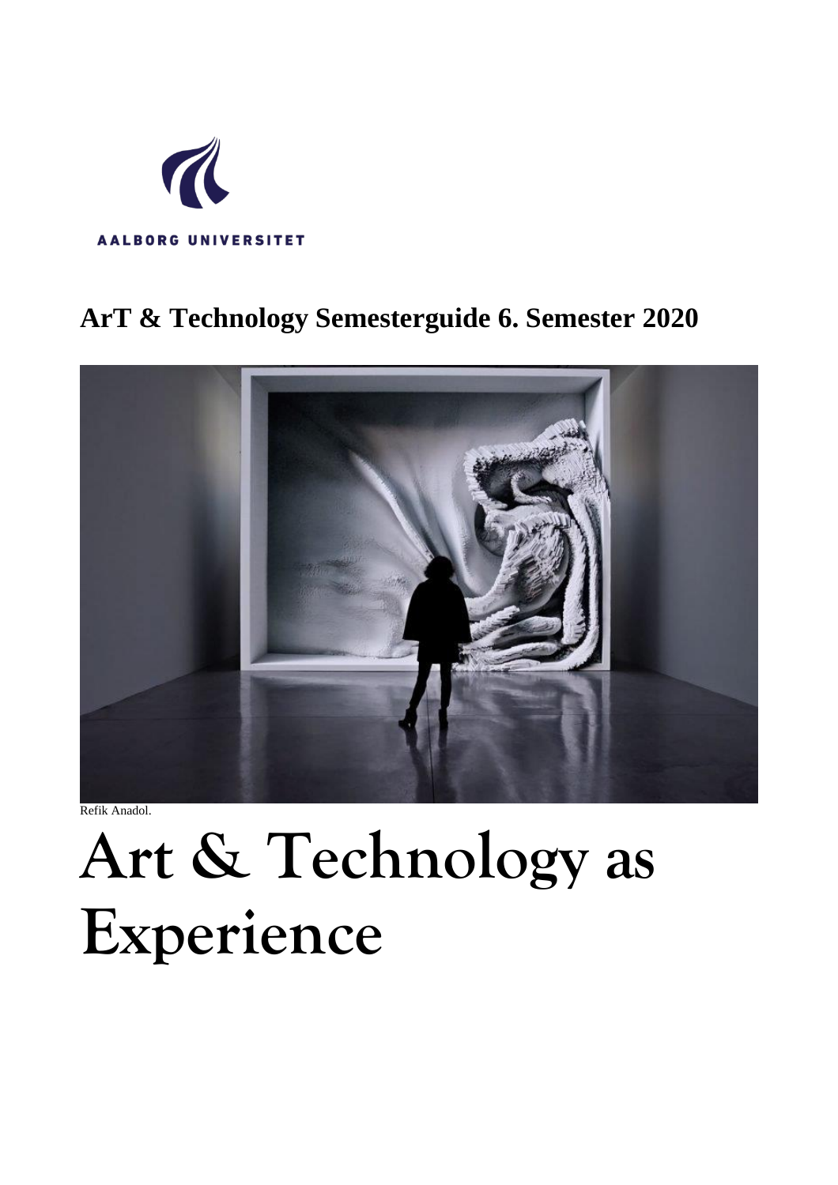AALBORG UNIVERSITET

## ArT & Technology Semesterguide 6. Semester 2020

Refik Anadol.

# Art & Technology as Experience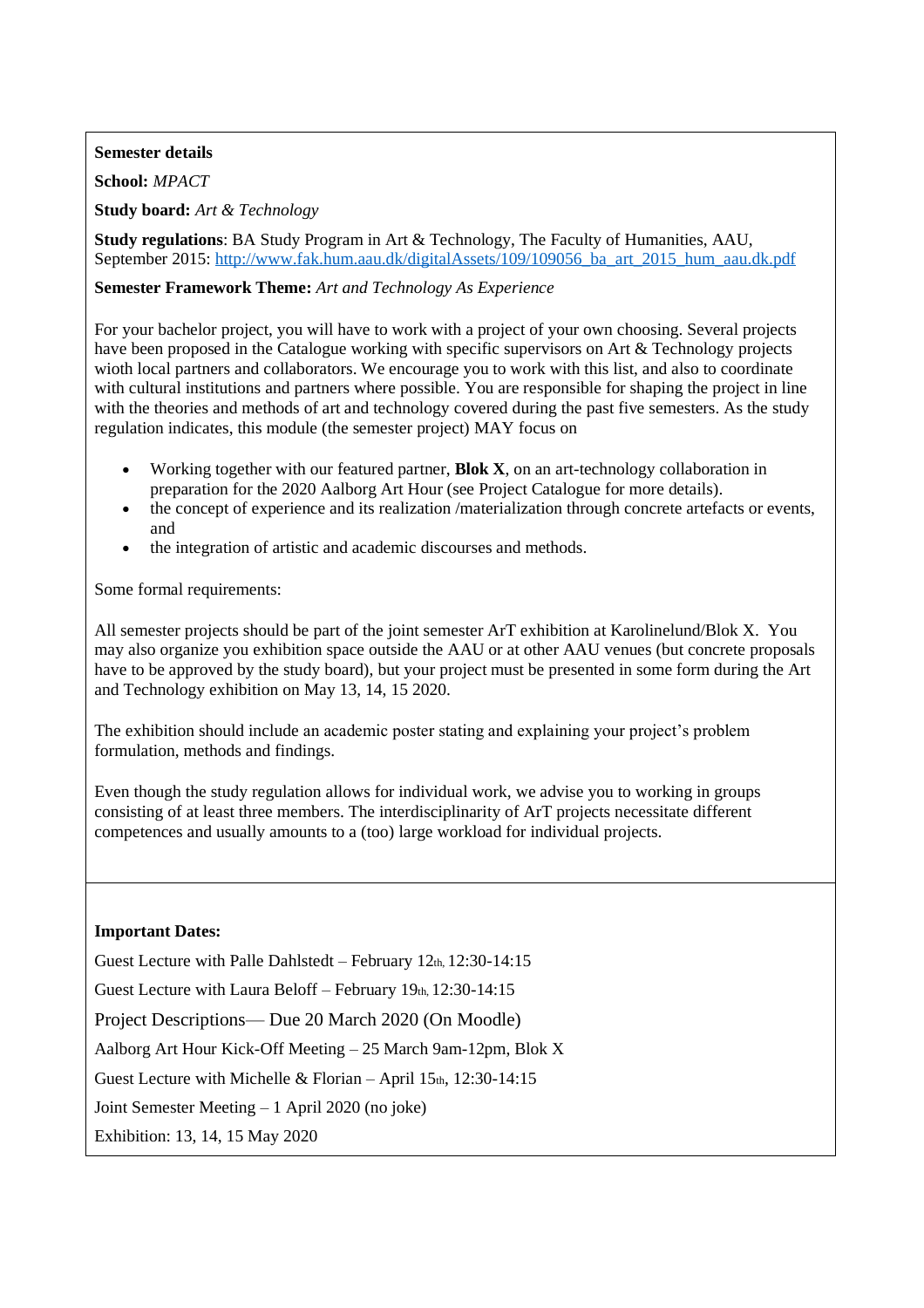**Semester details**

**School:** *MPACT*

**Study board:** *Art & Technology*

**Study regulations**: BA Study Program in Art & Technology, The Faculty of Humanities, AAU, September 2015: [http://www.fak.hum.aau.dk/digitalAssets/109/109056_ba_art_2015_hum_aau.dk.pdf](http://www.fak.hum.aau.dk/digitalAssets/109/109056_ba_art_2015_hum_aau.dk.pdf)

**Semester Framework Theme:** *Art and Technology As Experience*

For your bachelor project, you will have to work with a project of your own choosing. Several projects have been proposed in the Catalogue working with specific supervisors on Art & Technology projects wioth local partners and collaborators. We encourage you to work with this list, and also to coordinate with cultural institutions and partners where possible. You are responsible for shaping the project in line with the theories and methods of art and technology covered during the past five semesters. As the study regulation indicates, this module (the semester project) MAY focus on

- Working together with our featured partner, **Blok X**, on an art-technology collaboration in preparation for the 2020 Aalborg Art Hour (see Project Catalogue for more details).
- the concept of experience and its realization /materialization through concrete artefacts or events, and
- the integration of artistic and academic discourses and methods.

Some formal requirements:

All semester projects should be part of the joint semester ArT exhibition at Karolinelund/Blok X. You may also organize you exhibition space outside the AAU or at other AAU venues (but concrete proposals have to be approved by the study board), but your project must be presented in some form during the Art and Technology exhibition on May 13, 14, 15 2020.

The exhibition should include an academic poster stating and explaining your project's problem formulation, methods and findings.

Even though the study regulation allows for individual work, we advise you to working in groups consisting of at least three members. The interdisciplinarity of ArT projects necessitate different competences and usually amounts to a (too) large workload for individual projects.

**Important Dates:**

Guest Lecture with Palle Dahlstedt – February 12th, 12:30-14:15

Guest Lecture with Laura Beloff – February 19th, 12:30-14:15

Project Descriptions— Due 20 March 2020 (On Moodle)

Aalborg Art Hour Kick-Off Meeting – 25 March 9am-12pm, Blok X

Guest Lecture with Michelle & Florian – April 15th, 12:30-14:15

Joint Semester Meeting – 1 April 2020 (no joke)

Exhibition: 13, 14, 15 May 2020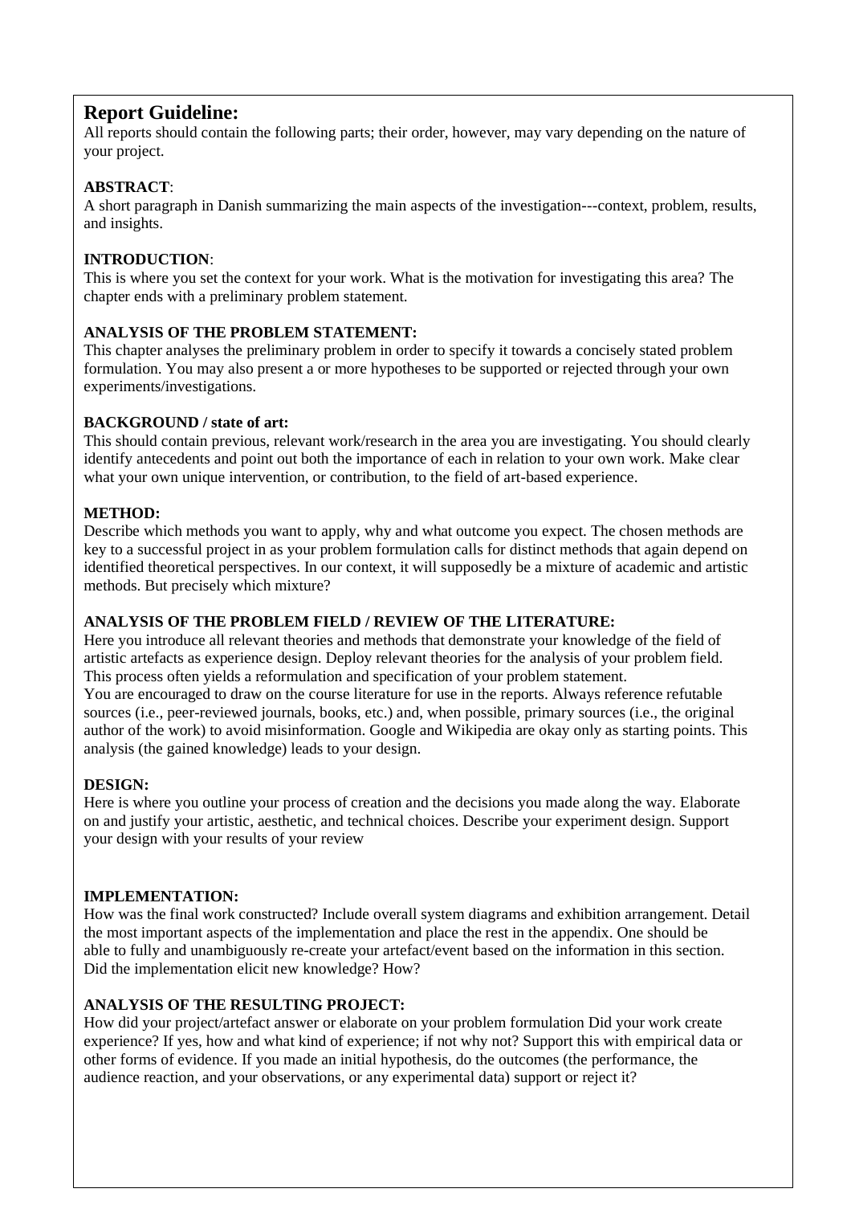## Report Guideline:

All reports should contain the following parts; their order, however, may vary depending on the nature of your project.

**ABSTRACT**:
A short paragraph in Danish summarizing the main aspects of the investigation---context, problem, results, and insights.

**INTRODUCTION**:
This is where you set the context for your work. What is the motivation for investigating this area? The chapter ends with a preliminary problem statement.

**ANALYSIS OF THE PROBLEM STATEMENT:**
This chapter analyses the preliminary problem in order to specify it towards a concisely stated problem formulation. You may also present a or more hypotheses to be supported or rejected through your own experiments/investigations.

**BACKGROUND / state of art:**
This should contain previous, relevant work/research in the area you are investigating. You should clearly identify antecedents and point out both the importance of each in relation to your own work. Make clear what your own unique intervention, or contribution, to the field of art-based experience.

**METHOD:**
Describe which methods you want to apply, why and what outcome you expect. The chosen methods are key to a successful project in as your problem formulation calls for distinct methods that again depend on identified theoretical perspectives. In our context, it will supposedly be a mixture of academic and artistic methods. But precisely which mixture?

**ANALYSIS OF THE PROBLEM FIELD / REVIEW OF THE LITERATURE:**
Here you introduce all relevant theories and methods that demonstrate your knowledge of the field of artistic artefacts as experience design. Deploy relevant theories for the analysis of your problem field. This process often yields a reformulation and specification of your problem statement.
You are encouraged to draw on the course literature for use in the reports. Always reference refutable sources (i.e., peer-reviewed journals, books, etc.) and, when possible, primary sources (i.e., the original author of the work) to avoid misinformation. Google and Wikipedia are okay only as starting points. This analysis (the gained knowledge) leads to your design.

**DESIGN:**
Here is where you outline your process of creation and the decisions you made along the way. Elaborate on and justify your artistic, aesthetic, and technical choices. Describe your experiment design. Support your design with your results of your review

**IMPLEMENTATION:**
How was the final work constructed? Include overall system diagrams and exhibition arrangement. Detail the most important aspects of the implementation and place the rest in the appendix. One should be able to fully and unambiguously re-create your artefact/event based on the information in this section. Did the implementation elicit new knowledge? How?

**ANALYSIS OF THE RESULTING PROJECT:**
How did your project/artefact answer or elaborate on your problem formulation Did your work create experience? If yes, how and what kind of experience; if not why not? Support this with empirical data or other forms of evidence. If you made an initial hypothesis, do the outcomes (the performance, the audience reaction, and your observations, or any experimental data) support or reject it?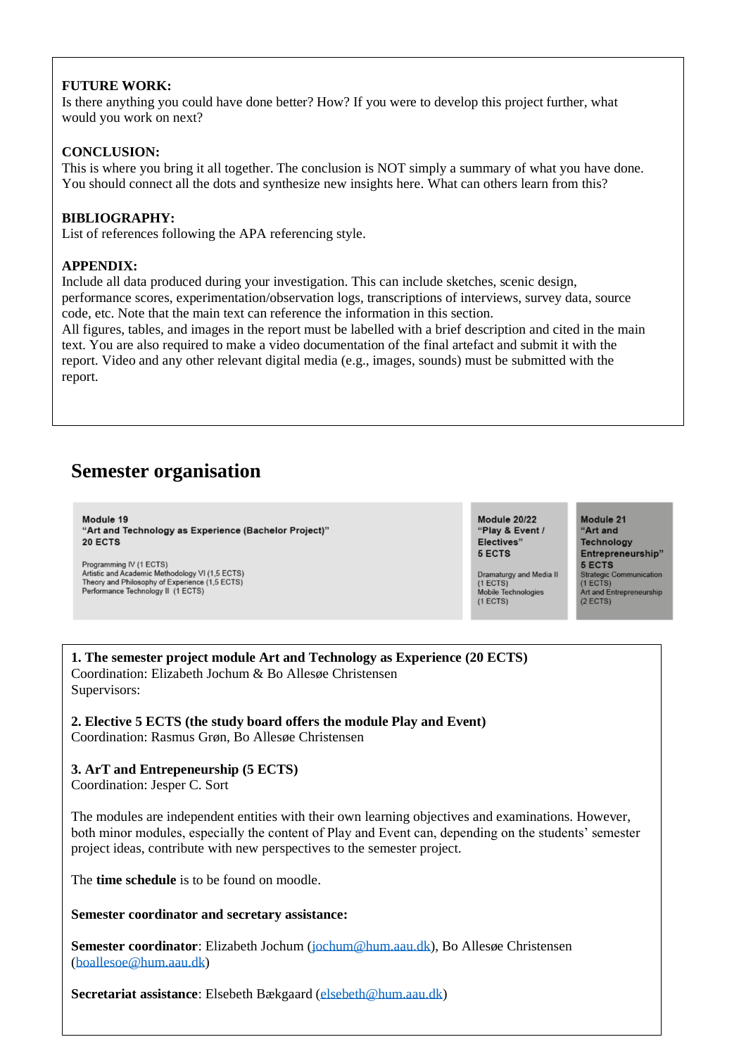**FUTURE WORK:**
Is there anything you could have done better? How? If you were to develop this project further, what would you work on next?

**CONCLUSION:**
This is where you bring it all together. The conclusion is NOT simply a summary of what you have done. You should connect all the dots and synthesize new insights here. What can others learn from this?

**BIBLIOGRAPHY:**
List of references following the APA referencing style.

**APPENDIX:**
Include all data produced during your investigation. This can include sketches, scenic design, performance scores, experimentation/observation logs, transcriptions of interviews, survey data, source code, etc. Note that the main text can reference the information in this section.
All figures, tables, and images in the report must be labelled with a brief description and cited in the main text. You are also required to make a video documentation of the final artefact and submit it with the report. Video and any other relevant digital media (e.g., images, sounds) must be submitted with the report.

## Semester organisation

| **Module 19**<br>**"Art and Technology as Experience (Bachelor Project)"**<br>**20 ECTS**<br><br>Programming IV (1 ECTS)<br>Artistic and Academic Methodology VI (1,5 ECTS)<br>Theory and Philosophy of Experience (1,5 ECTS)<br>Performance Technology II (1 ECTS) | **Module 20/22**<br>**"Play & Event / Electives"**<br>**5 ECTS**<br><br>Dramaturgy and Media II (1 ECTS)<br>Mobile Technologies (1 ECTS) | **Module 21**<br>**"Art and Technology Entrepreneurship"**<br>**5 ECTS**<br>Strategic Communication (1 ECTS)<br>Art and Entrepreneurship (2 ECTS) |
|---|---|---|

**1. The semester project module Art and Technology as Experience (20 ECTS)**
Coordination: Elizabeth Jochum & Bo Allesøe Christensen
Supervisors:

**2. Elective 5 ECTS (the study board offers the module Play and Event)**
Coordination: Rasmus Grøn, Bo Allesøe Christensen

**3. ArT and Entrepeneurship (5 ECTS)**
Coordination: Jesper C. Sort

The modules are independent entities with their own learning objectives and examinations. However, both minor modules, especially the content of Play and Event can, depending on the students' semester project ideas, contribute with new perspectives to the semester project.

The **time schedule** is to be found on moodle.

**Semester coordinator and secretary assistance:**

**Semester coordinator**: Elizabeth Jochum (jochum@hum.aau.dk), Bo Allesøe Christensen (boallesoe@hum.aau.dk)

**Secretariat assistance**: Elsebeth Bækgaard (elsebeth@hum.aau.dk)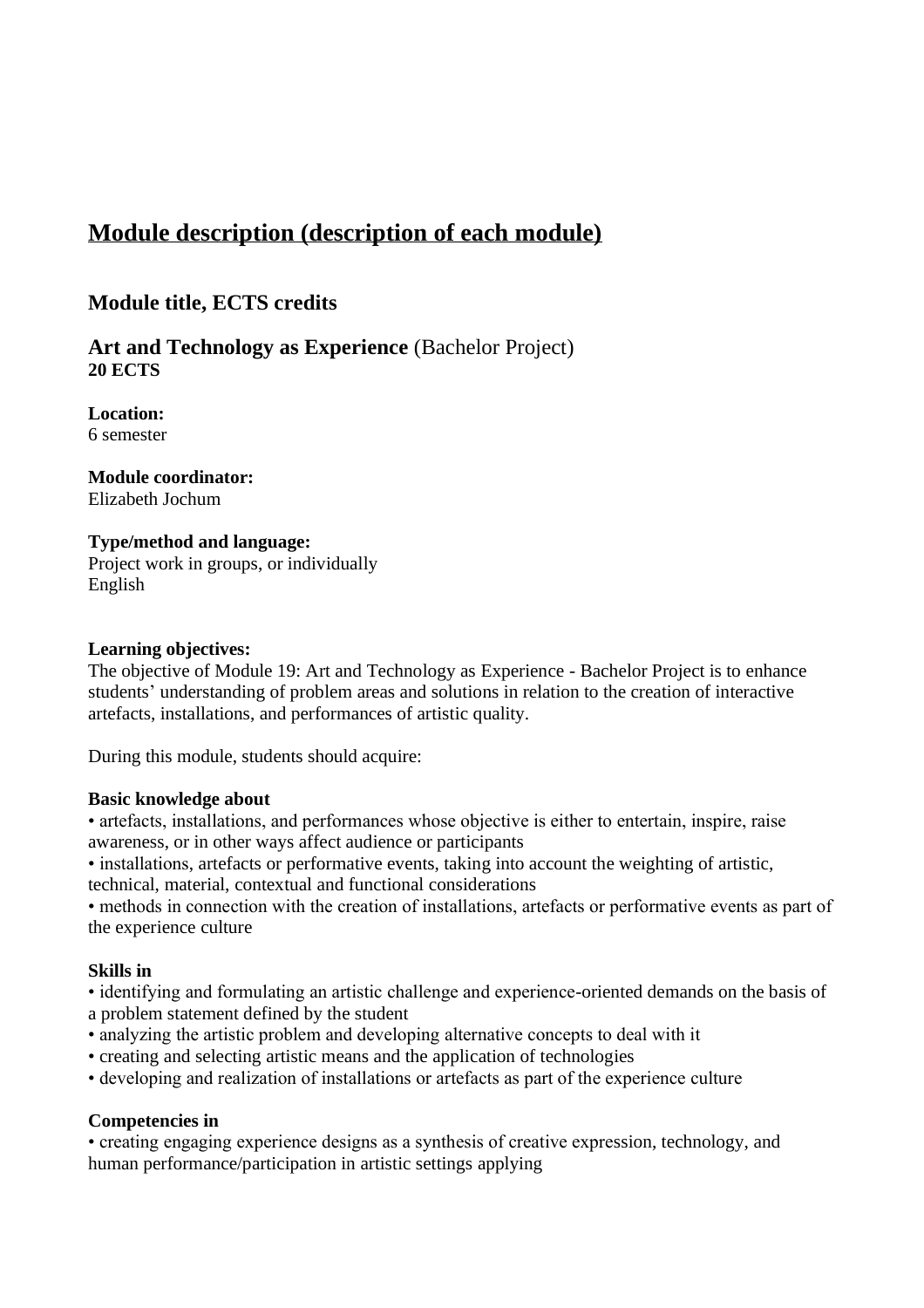# Module description (description of each module)

## Module title, ECTS credits

## Art and Technology as Experience (Bachelor Project)
**20 ECTS**

**Location:**
6 semester

**Module coordinator:**
Elizabeth Jochum

**Type/method and language:**
Project work in groups, or individually
English

**Learning objectives:**
The objective of Module 19: Art and Technology as Experience - Bachelor Project is to enhance students' understanding of problem areas and solutions in relation to the creation of interactive artefacts, installations, and performances of artistic quality.

During this module, students should acquire:

**Basic knowledge about**
- artefacts, installations, and performances whose objective is either to entertain, inspire, raise awareness, or in other ways affect audience or participants
- installations, artefacts or performative events, taking into account the weighting of artistic, technical, material, contextual and functional considerations
- methods in connection with the creation of installations, artefacts or performative events as part of the experience culture

**Skills in**
- identifying and formulating an artistic challenge and experience-oriented demands on the basis of a problem statement defined by the student
- analyzing the artistic problem and developing alternative concepts to deal with it
- creating and selecting artistic means and the application of technologies
- developing and realization of installations or artefacts as part of the experience culture

**Competencies in**
- creating engaging experience designs as a synthesis of creative expression, technology, and human performance/participation in artistic settings applying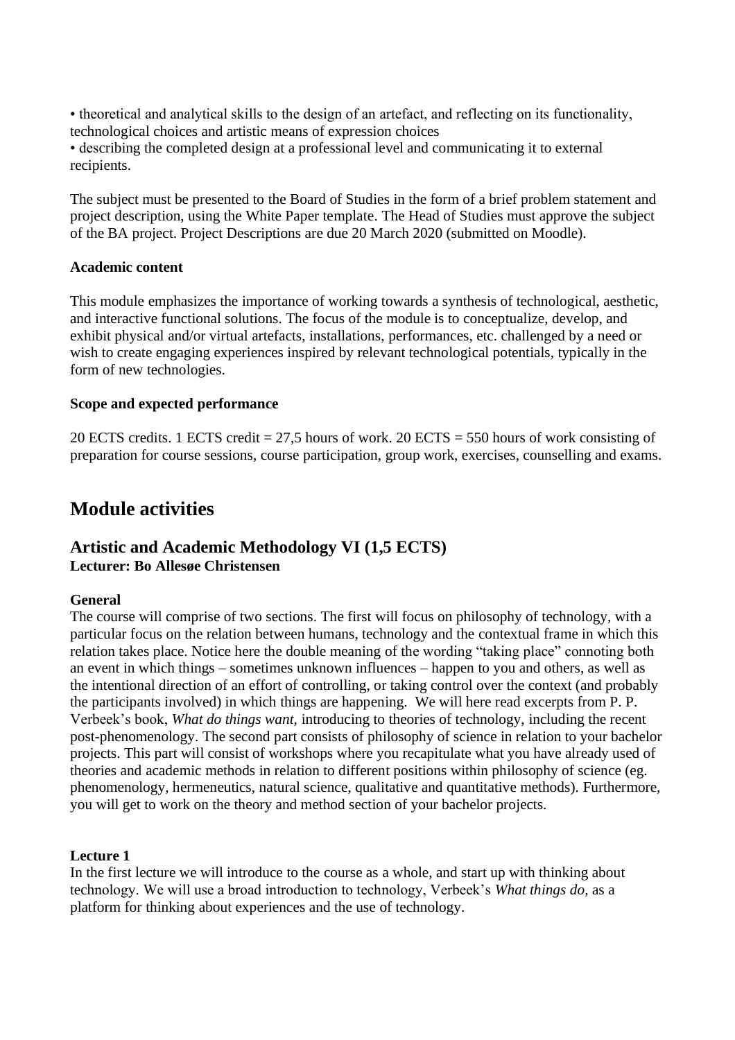• theoretical and analytical skills to the design of an artefact, and reflecting on its functionality, technological choices and artistic means of expression choices
• describing the completed design at a professional level and communicating it to external recipients.

The subject must be presented to the Board of Studies in the form of a brief problem statement and project description, using the White Paper template. The Head of Studies must approve the subject of the BA project. Project Descriptions are due 20 March 2020 (submitted on Moodle).

**Academic content**

This module emphasizes the importance of working towards a synthesis of technological, aesthetic, and interactive functional solutions. The focus of the module is to conceptualize, develop, and exhibit physical and/or virtual artefacts, installations, performances, etc. challenged by a need or wish to create engaging experiences inspired by relevant technological potentials, typically in the form of new technologies.

**Scope and expected performance**

20 ECTS credits. 1 ECTS credit = 27,5 hours of work. 20 ECTS = 550 hours of work consisting of preparation for course sessions, course participation, group work, exercises, counselling and exams.

# Module activities

## Artistic and Academic Methodology VI (1,5 ECTS)

**Lecturer: Bo Allesøe Christensen**

**General**

The course will comprise of two sections. The first will focus on philosophy of technology, with a particular focus on the relation between humans, technology and the contextual frame in which this relation takes place. Notice here the double meaning of the wording "taking place" connoting both an event in which things – sometimes unknown influences – happen to you and others, as well as the intentional direction of an effort of controlling, or taking control over the context (and probably the participants involved) in which things are happening. We will here read excerpts from P. P. Verbeek's book, *What do things want,* introducing to theories of technology, including the recent post-phenomenology. The second part consists of philosophy of science in relation to your bachelor projects. This part will consist of workshops where you recapitulate what you have already used of theories and academic methods in relation to different positions within philosophy of science (eg. phenomenology, hermeneutics, natural science, qualitative and quantitative methods). Furthermore, you will get to work on the theory and method section of your bachelor projects.

**Lecture 1**

In the first lecture we will introduce to the course as a whole, and start up with thinking about technology. We will use a broad introduction to technology, Verbeek's *What things do*, as a platform for thinking about experiences and the use of technology.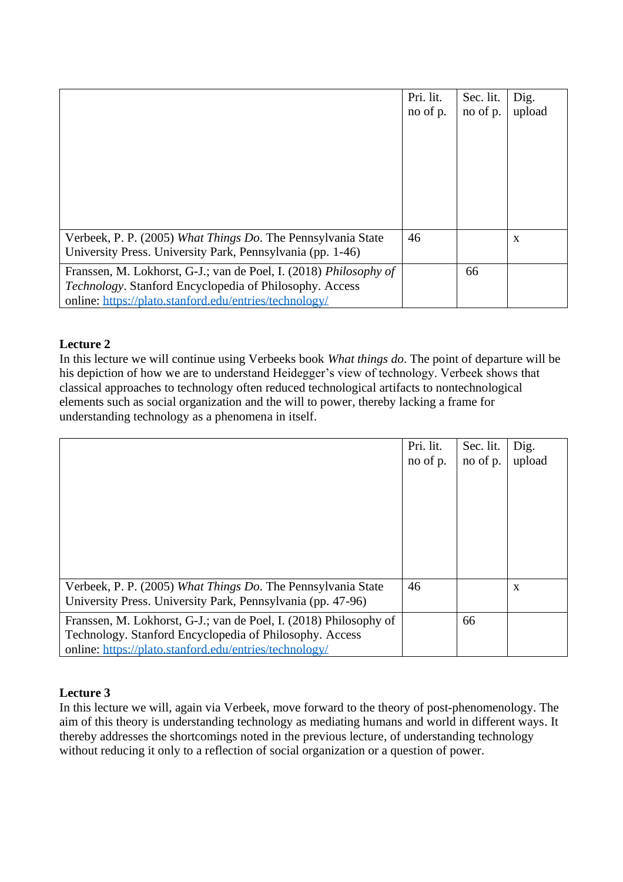| | Pri. lit. no of p. | Sec. lit. no of p. | Dig. upload |
|---|---|---|---|
| Verbeek, P. P. (2005) *What Things Do*. The Pennsylvania State University Press. University Park, Pennsylvania (pp. 1-46) | 46 | | x |
| Franssen, M. Lokhorst, G-J.; van de Poel, I. (2018) *Philosophy of Technology*. Stanford Encyclopedia of Philosophy. Access online: https://plato.stanford.edu/entries/technology/ | | 66 | |

**Lecture 2**

In this lecture we will continue using Verbeeks book *What things do*. The point of departure will be his depiction of how we are to understand Heidegger's view of technology. Verbeek shows that classical approaches to technology often reduced technological artifacts to nontechnological elements such as social organization and the will to power, thereby lacking a frame for understanding technology as a phenomena in itself.

| | Pri. lit. no of p. | Sec. lit. no of p. | Dig. upload |
|---|---|---|---|
| Verbeek, P. P. (2005) *What Things Do*. The Pennsylvania State University Press. University Park, Pennsylvania (pp. 47-96) | 46 | | x |
| Franssen, M. Lokhorst, G-J.; van de Poel, I. (2018) Philosophy of Technology. Stanford Encyclopedia of Philosophy. Access online: https://plato.stanford.edu/entries/technology/ | | 66 | |

**Lecture 3**

In this lecture we will, again via Verbeek, move forward to the theory of post-phenomenology. The aim of this theory is understanding technology as mediating humans and world in different ways. It thereby addresses the shortcomings noted in the previous lecture, of understanding technology without reducing it only to a reflection of social organization or a question of power.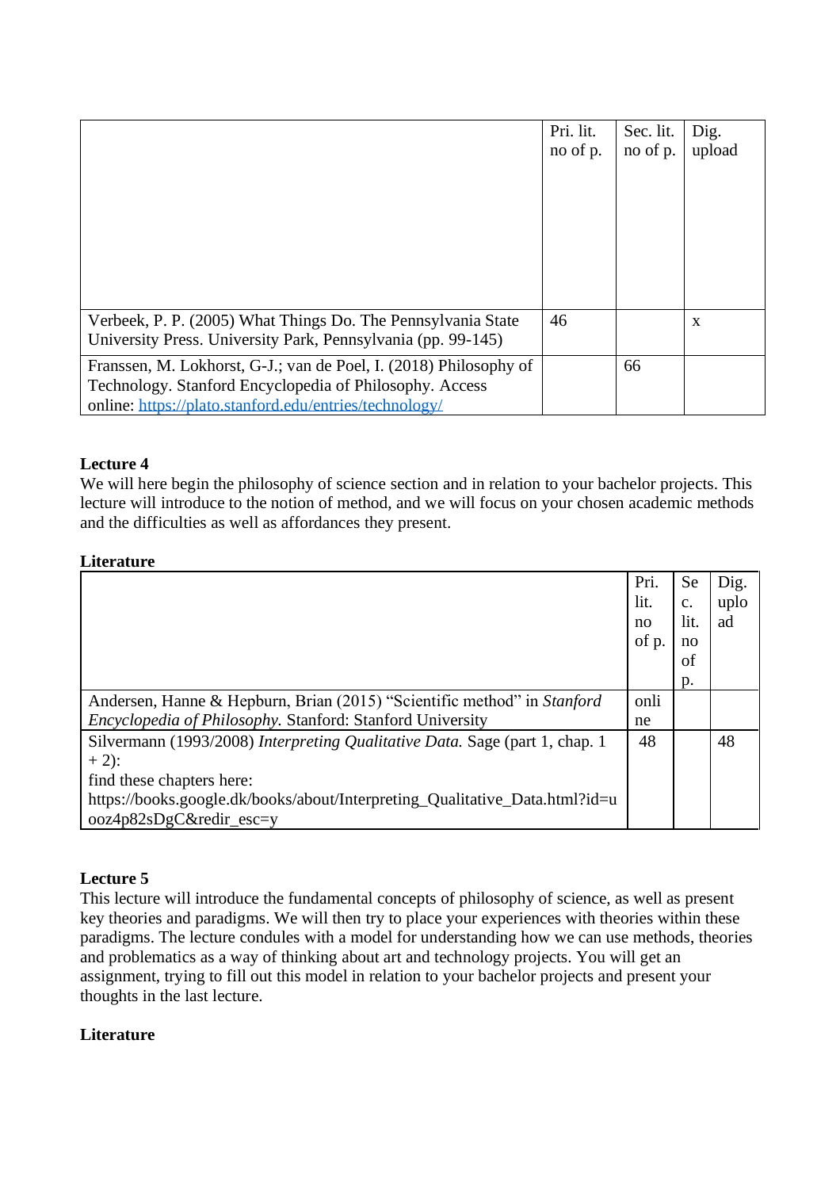| | Pri. lit. no of p. | Sec. lit. no of p. | Dig. upload |
|---|---|---|---|
| Verbeek, P. P. (2005) What Things Do. The Pennsylvania State University Press. University Park, Pennsylvania (pp. 99-145) | 46 | | x |
| Franssen, M. Lokhorst, G-J.; van de Poel, I. (2018) Philosophy of Technology. Stanford Encyclopedia of Philosophy. Access online: [https://plato.stanford.edu/entries/technology/](https://plato.stanford.edu/entries/technology/) | | 66 | |

**Lecture 4**

We will here begin the philosophy of science section and in relation to your bachelor projects. This lecture will introduce to the notion of method, and we will focus on your chosen academic methods and the difficulties as well as affordances they present.

**Literature**

| | Pri. lit. no of p. | Sec. lit. no of p. | Dig. upload |
|---|---|---|---|
| Andersen, Hanne & Hepburn, Brian (2015) "Scientific method" in *Stanford Encyclopedia of Philosophy.* Stanford: Stanford University | online | | |
| Silvermann (1993/2008) *Interpreting Qualitative Data.* Sage (part 1, chap. 1 + 2): find these chapters here: https://books.google.dk/books/about/Interpreting_Qualitative_Data.html?id=uooz4p82sDgC&redir_esc=y | 48 | | 48 |

**Lecture 5**

This lecture will introduce the fundamental concepts of philosophy of science, as well as present key theories and paradigms. We will then try to place your experiences with theories within these paradigms. The lecture condules with a model for understanding how we can use methods, theories and problematics as a way of thinking about art and technology projects. You will get an assignment, trying to fill out this model in relation to your bachelor projects and present your thoughts in the last lecture.

**Literature**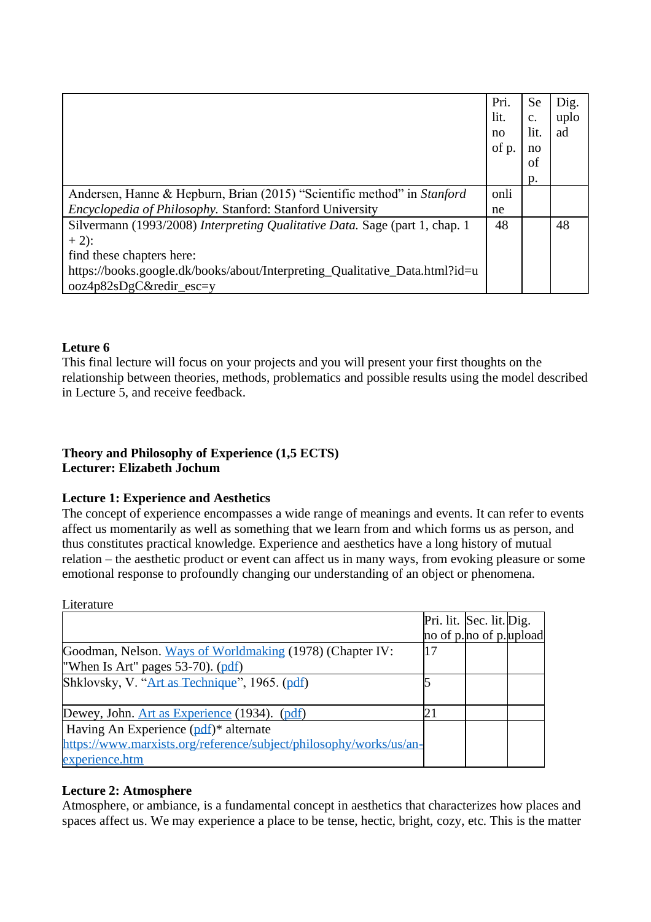| | Pri. lit. no of p. | Sec. lit. no of p. | Dig. upload |
|---|---|---|---|
| Andersen, Hanne & Hepburn, Brian (2015) “Scientific method” in *Stanford Encyclopedia of Philosophy.* Stanford: Stanford University | online | | |
| Silvermann (1993/2008) *Interpreting Qualitative Data.* Sage (part 1, chap. 1 + 2): find these chapters here: https://books.google.dk/books/about/Interpreting_Qualitative_Data.html?id=uooz4p82sDgC&redir_esc=y | 48 | | 48 |

**Leture 6**
This final lecture will focus on your projects and you will present your first thoughts on the relationship between theories, methods, problematics and possible results using the model described in Lecture 5, and receive feedback.

**Theory and Philosophy of Experience (1,5 ECTS)**
**Lecturer: Elizabeth Jochum**

**Lecture 1: Experience and Aesthetics**
The concept of experience encompasses a wide range of meanings and events. It can refer to events affect us momentarily as well as something that we learn from and which forms us as person, and thus constitutes practical knowledge. Experience and aesthetics have a long history of mutual relation – the aesthetic product or event can affect us in many ways, from evoking pleasure or some emotional response to profoundly changing our understanding of an object or phenomena.

Literature

| | Pri. lit. no of p. | Sec. lit. no of p. | Dig. upload |
|---|---|---|---|
| Goodman, Nelson. Ways of Worldmaking (1978) (Chapter IV: "When Is Art" pages 53-70). (pdf) | 17 | | |
| Shklovsky, V. “Art as Technique”, 1965. (pdf) | 5 | | |
| Dewey, John. Art as Experience (1934). (pdf) | 21 | | |
| Having An Experience (pdf)* alternate https://www.marxists.org/reference/subject/philosophy/works/us/an-experience.htm | | | |

**Lecture 2: Atmosphere**
Atmosphere, or ambiance, is a fundamental concept in aesthetics that characterizes how places and spaces affect us. We may experience a place to be tense, hectic, bright, cozy, etc. This is the matter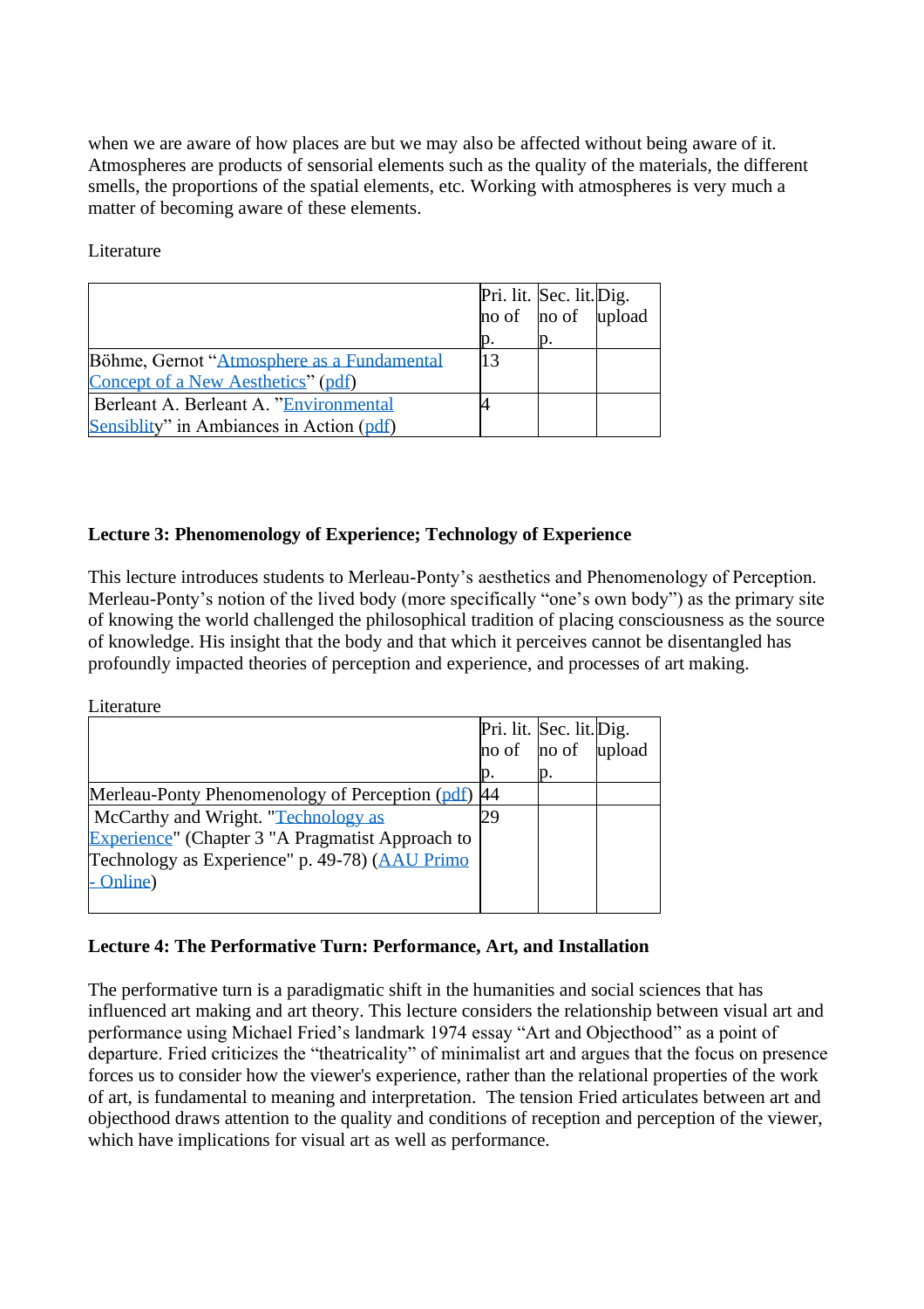when we are aware of how places are but we may also be affected without being aware of it. Atmospheres are products of sensorial elements such as the quality of the materials, the different smells, the proportions of the spatial elements, etc. Working with atmospheres is very much a matter of becoming aware of these elements.

Literature

| | Pri. lit. no of p. | Sec. lit. no of p. | Dig. upload |
|---|---|---|---|
| Böhme, Gernot "Atmosphere as a Fundamental Concept of a New Aesthetics" (pdf) | 13 | | |
| Berleant A. Berleant A. "Environmental Sensiblity" in Ambiances in Action (pdf) | 4 | | |

**Lecture 3: Phenomenology of Experience; Technology of Experience**

This lecture introduces students to Merleau-Ponty's aesthetics and Phenomenology of Perception. Merleau-Ponty's notion of the lived body (more specifically "one's own body") as the primary site of knowing the world challenged the philosophical tradition of placing consciousness as the source of knowledge. His insight that the body and that which it perceives cannot be disentangled has profoundly impacted theories of perception and experience, and processes of art making.

Literature

| | Pri. lit. no of p. | Sec. lit. no of p. | Dig. upload |
|---|---|---|---|
| Merleau-Ponty Phenomenology of Perception (pdf) | 44 | | |
| McCarthy and Wright. "Technology as Experience" (Chapter 3 "A Pragmatist Approach to Technology as Experience" p. 49-78) (AAU Primo - Online) | 29 | | |

**Lecture 4: The Performative Turn: Performance, Art, and Installation**

The performative turn is a paradigmatic shift in the humanities and social sciences that has influenced art making and art theory. This lecture considers the relationship between visual art and performance using Michael Fried's landmark 1974 essay "Art and Objecthood" as a point of departure. Fried criticizes the "theatricality" of minimalist art and argues that the focus on presence forces us to consider how the viewer's experience, rather than the relational properties of the work of art, is fundamental to meaning and interpretation. The tension Fried articulates between art and objecthood draws attention to the quality and conditions of reception and perception of the viewer, which have implications for visual art as well as performance.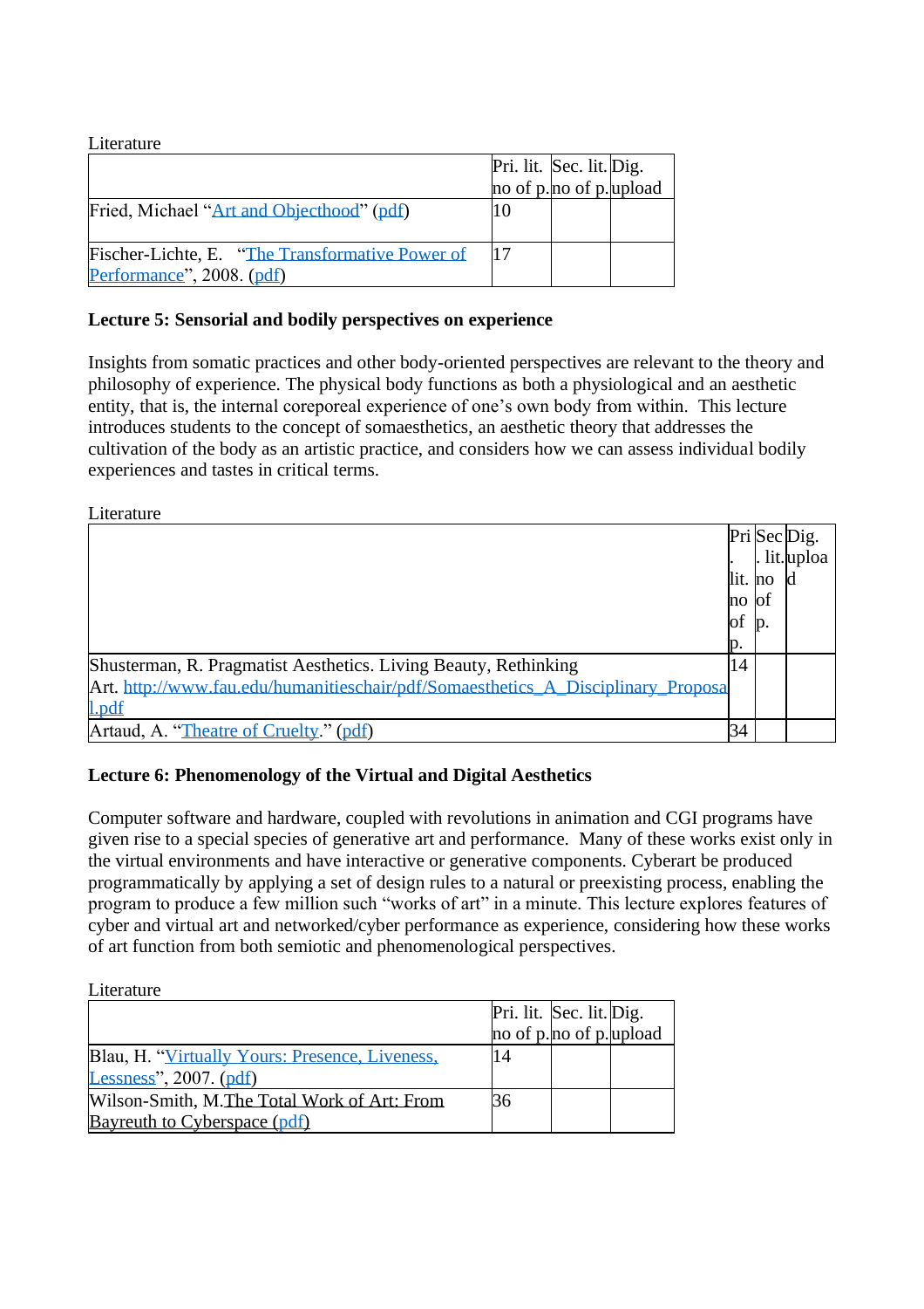Literature

| | Pri. lit. no of p. | Sec. lit. no of p. | Dig. upload |
|---|---|---|---|
| Fried, Michael "Art and Objecthood" (pdf) | 10 | | |
| Fischer-Lichte, E. "The Transformative Power of Performance", 2008. (pdf) | 17 | | |

**Lecture 5: Sensorial and bodily perspectives on experience**

Insights from somatic practices and other body-oriented perspectives are relevant to the theory and philosophy of experience. The physical body functions as both a physiological and an aesthetic entity, that is, the internal coreporeal experience of one's own body from within. This lecture introduces students to the concept of somaesthetics, an aesthetic theory that addresses the cultivation of the body as an artistic practice, and considers how we can assess individual bodily experiences and tastes in critical terms.

Literature

| | Pri. lit. no of p. | Sec. lit. no of p. | Dig. upload |
|---|---|---|---|
| Shusterman, R. Pragmatist Aesthetics. Living Beauty, Rethinking Art. http://www.fau.edu/humanitieschair/pdf/Somaesthetics_A_Disciplinary_Proposal.pdf | 14 | | |
| Artaud, A. "Theatre of Cruelty." (pdf) | 34 | | |

**Lecture 6: Phenomenology of the Virtual and Digital Aesthetics**

Computer software and hardware, coupled with revolutions in animation and CGI programs have given rise to a special species of generative art and performance. Many of these works exist only in the virtual environments and have interactive or generative components. Cyberart be produced programmatically by applying a set of design rules to a natural or preexisting process, enabling the program to produce a few million such "works of art" in a minute. This lecture explores features of cyber and virtual art and networked/cyber performance as experience, considering how these works of art function from both semiotic and phenomenological perspectives.

Literature

| | Pri. lit. no of p. | Sec. lit. no of p. | Dig. upload |
|---|---|---|---|
| Blau, H. "Virtually Yours: Presence, Liveness, Lessness", 2007. (pdf) | 14 | | |
| Wilson-Smith, M. The Total Work of Art: From Bayreuth to Cyberspace (pdf) | 36 | | |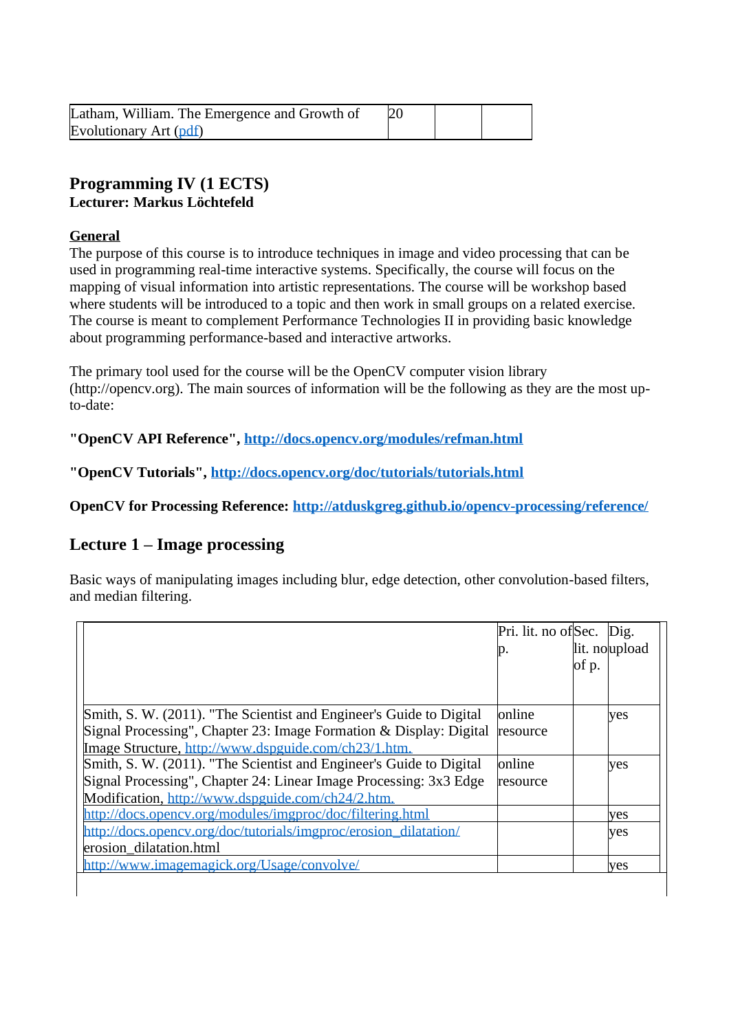| | | | |
|---|---|---|---|
| Latham, William. The Emergence and Growth of Evolutionary Art (pdf) | 20 | | |

## Programming IV (1 ECTS)

**Lecturer: Markus Löchtefeld**

**General**

The purpose of this course is to introduce techniques in image and video processing that can be used in programming real-time interactive systems. Specifically, the course will focus on the mapping of visual information into artistic representations. The course will be workshop based where students will be introduced to a topic and then work in small groups on a related exercise. The course is meant to complement Performance Technologies II in providing basic knowledge about programming performance-based and interactive artworks.

The primary tool used for the course will be the OpenCV computer vision library (http://opencv.org). The main sources of information will be the following as they are the most up-to-date:

**"OpenCV API Reference", http://docs.opencv.org/modules/refman.html**

**"OpenCV Tutorials", http://docs.opencv.org/doc/tutorials/tutorials.html**

**OpenCV for Processing Reference: http://atduskgreg.github.io/opencv-processing/reference/**

## Lecture 1 – Image processing

Basic ways of manipulating images including blur, edge detection, other convolution-based filters, and median filtering.

| | Pri. lit. no of p. | Sec. lit. no of p. | Dig. upload |
|---|---|---|---|
| Smith, S. W. (2011). "The Scientist and Engineer's Guide to Digital Signal Processing", Chapter 23: Image Formation & Display: Digital Image Structure, http://www.dspguide.com/ch23/1.htm. | online resource | | yes |
| Smith, S. W. (2011). "The Scientist and Engineer's Guide to Digital Signal Processing", Chapter 24: Linear Image Processing: 3x3 Edge Modification, http://www.dspguide.com/ch24/2.htm. | online resource | | yes |
| http://docs.opencv.org/modules/imgproc/doc/filtering.html | | | yes |
| http://docs.opencv.org/doc/tutorials/imgproc/erosion_dilatation/erosion_dilatation.html | | | yes |
| http://www.imagemagick.org/Usage/convolve/ | | | yes |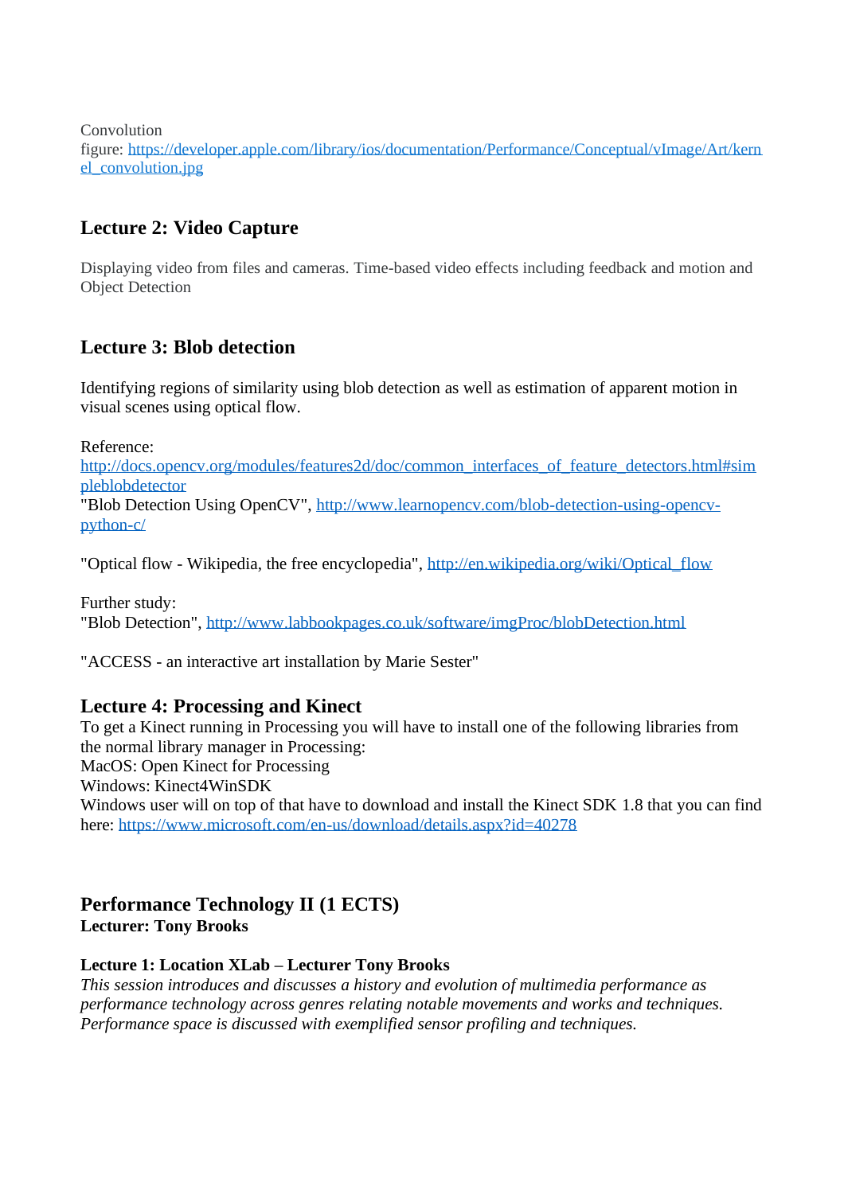Convolution figure: https://developer.apple.com/library/ios/documentation/Performance/Conceptual/vImage/Art/kernel_convolution.jpg

## Lecture 2: Video Capture

Displaying video from files and cameras. Time-based video effects including feedback and motion and Object Detection

## Lecture 3: Blob detection

Identifying regions of similarity using blob detection as well as estimation of apparent motion in visual scenes using optical flow.

Reference:
http://docs.opencv.org/modules/features2d/doc/common_interfaces_of_feature_detectors.html#simpleblobdetector
"Blob Detection Using OpenCV", http://www.learnopencv.com/blob-detection-using-opencv-python-c/

"Optical flow - Wikipedia, the free encyclopedia", http://en.wikipedia.org/wiki/Optical_flow

Further study:
"Blob Detection", http://www.labbookpages.co.uk/software/imgProc/blobDetection.html

"ACCESS - an interactive art installation by Marie Sester"

## Lecture 4: Processing and Kinect

To get a Kinect running in Processing you will have to install one of the following libraries from the normal library manager in Processing:
MacOS: Open Kinect for Processing
Windows: Kinect4WinSDK
Windows user will on top of that have to download and install the Kinect SDK 1.8 that you can find here: https://www.microsoft.com/en-us/download/details.aspx?id=40278

## Performance Technology II (1 ECTS)

**Lecturer: Tony Brooks**

**Lecture 1: Location XLab – Lecturer Tony Brooks**

*This session introduces and discusses a history and evolution of multimedia performance as performance technology across genres relating notable movements and works and techniques. Performance space is discussed with exemplified sensor profiling and techniques.*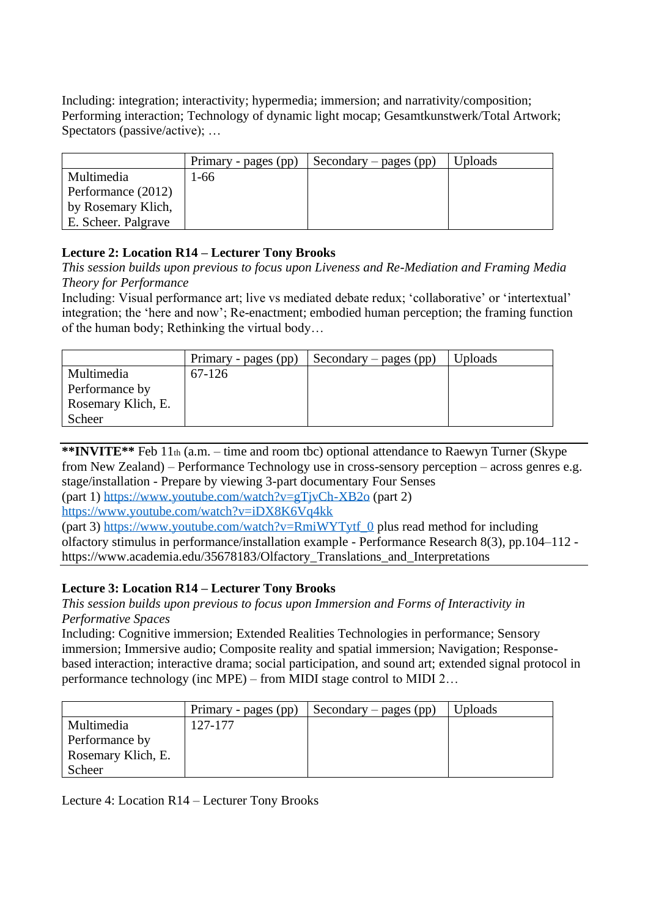Including: integration; interactivity; hypermedia; immersion; and narrativity/composition; Performing interaction; Technology of dynamic light mocap; Gesamtkunstwerk/Total Artwork; Spectators (passive/active); …

| | Primary - pages (pp) | Secondary – pages (pp) | Uploads |
|---|---|---|---|
| Multimedia Performance (2012) by Rosemary Klich, E. Scheer. Palgrave | 1-66 | | |

**Lecture 2: Location R14 – Lecturer Tony Brooks**

*This session builds upon previous to focus upon Liveness and Re-Mediation and Framing Media Theory for Performance*

Including: Visual performance art; live vs mediated debate redux; 'collaborative' or 'intertextual' integration; the 'here and now'; Re-enactment; embodied human perception; the framing function of the human body; Rethinking the virtual body…

| | Primary - pages (pp) | Secondary – pages (pp) | Uploads |
|---|---|---|---|
| Multimedia Performance by Rosemary Klich, E. Scheer | 67-126 | | |

---

****INVITE**** Feb 11th (a.m. – time and room tbc) optional attendance to Raewyn Turner (Skype from New Zealand) – Performance Technology use in cross-sensory perception – across genres e.g. stage/installation - Prepare by viewing 3-part documentary Four Senses
(part 1) https://www.youtube.com/watch?v=gTjvCh-XB2o (part 2)
https://www.youtube.com/watch?v=iDX8K6Vq4kk
(part 3) https://www.youtube.com/watch?v=RmiWYTytf_0 plus read method for including olfactory stimulus in performance/installation example - Performance Research 8(3), pp.104–112 - https://www.academia.edu/35678183/Olfactory_Translations_and_Interpretations

---

**Lecture 3: Location R14 – Lecturer Tony Brooks**

*This session builds upon previous to focus upon Immersion and Forms of Interactivity in Performative Spaces*

Including: Cognitive immersion; Extended Realities Technologies in performance; Sensory immersion; Immersive audio; Composite reality and spatial immersion; Navigation; Response-based interaction; interactive drama; social participation, and sound art; extended signal protocol in performance technology (inc MPE) – from MIDI stage control to MIDI 2…

| | Primary - pages (pp) | Secondary – pages (pp) | Uploads |
|---|---|---|---|
| Multimedia Performance by Rosemary Klich, E. Scheer | 127-177 | | |

Lecture 4: Location R14 – Lecturer Tony Brooks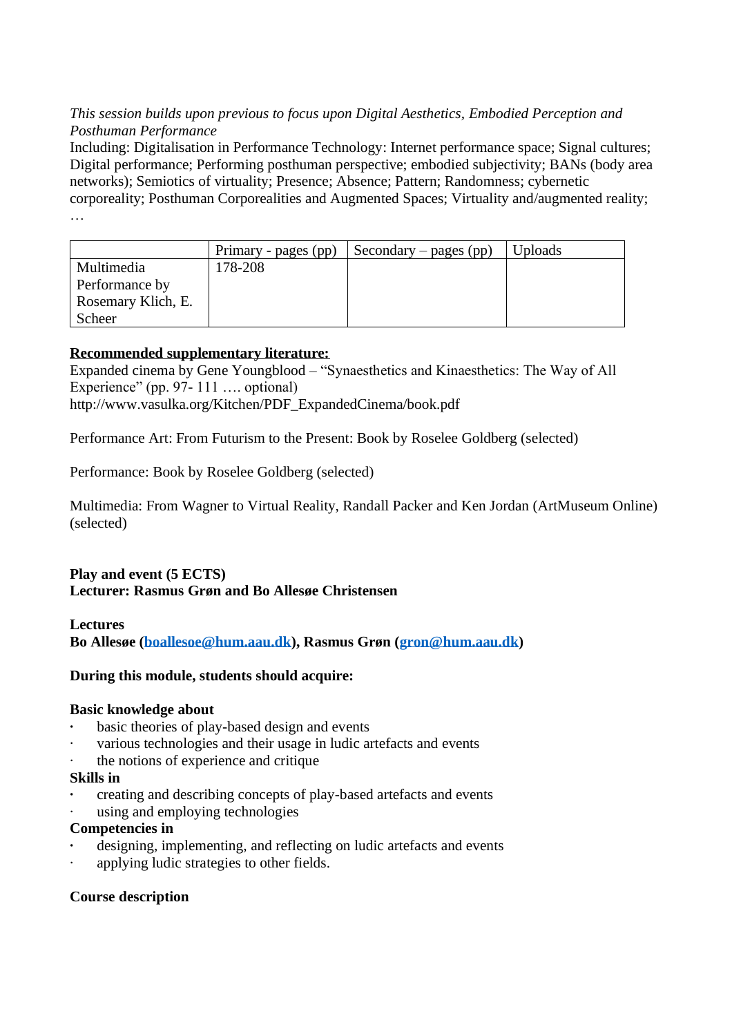*This session builds upon previous to focus upon Digital Aesthetics, Embodied Perception and Posthuman Performance*

Including: Digitalisation in Performance Technology: Internet performance space; Signal cultures; Digital performance; Performing posthuman perspective; embodied subjectivity; BANs (body area networks); Semiotics of virtuality; Presence; Absence; Pattern; Randomness; cybernetic corporeality; Posthuman Corporealities and Augmented Spaces; Virtuality and/augmented reality; …

| | Primary - pages (pp) | Secondary – pages (pp) | Uploads |
|---|---|---|---|
| Multimedia Performance by Rosemary Klich, E. Scheer | 178-208 | | |

**Recommended supplementary literature:**

Expanded cinema by Gene Youngblood – "Synaesthetics and Kinaesthetics: The Way of All Experience" (pp. 97- 111 …. optional)
http://www.vasulka.org/Kitchen/PDF_ExpandedCinema/book.pdf

Performance Art: From Futurism to the Present: Book by Roselee Goldberg (selected)

Performance: Book by Roselee Goldberg (selected)

Multimedia: From Wagner to Virtual Reality, Randall Packer and Ken Jordan (ArtMuseum Online) (selected)

**Play and event (5 ECTS)**
**Lecturer: Rasmus Grøn and Bo Allesøe Christensen**

**Lectures**
**Bo Allesøe (boallesoe@hum.aau.dk), Rasmus Grøn (gron@hum.aau.dk)**

**During this module, students should acquire:**

**Basic knowledge about**
- basic theories of play-based design and events
- various technologies and their usage in ludic artefacts and events
- the notions of experience and critique

**Skills in**
- creating and describing concepts of play-based artefacts and events
- using and employing technologies

**Competencies in**
- designing, implementing, and reflecting on ludic artefacts and events
- applying ludic strategies to other fields.

**Course description**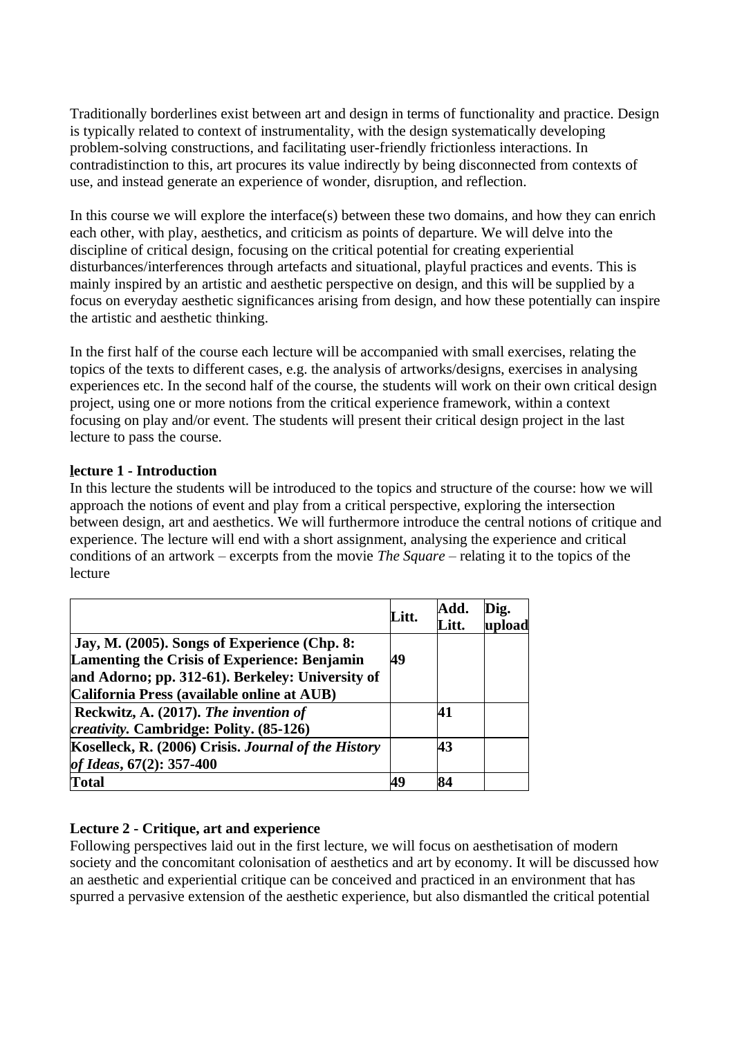Traditionally borderlines exist between art and design in terms of functionality and practice. Design is typically related to context of instrumentality, with the design systematically developing problem-solving constructions, and facilitating user-friendly frictionless interactions. In contradistinction to this, art procures its value indirectly by being disconnected from contexts of use, and instead generate an experience of wonder, disruption, and reflection.

In this course we will explore the interface(s) between these two domains, and how they can enrich each other, with play, aesthetics, and criticism as points of departure. We will delve into the discipline of critical design, focusing on the critical potential for creating experiential disturbances/interferences through artefacts and situational, playful practices and events. This is mainly inspired by an artistic and aesthetic perspective on design, and this will be supplied by a focus on everyday aesthetic significances arising from design, and how these potentially can inspire the artistic and aesthetic thinking.

In the first half of the course each lecture will be accompanied with small exercises, relating the topics of the texts to different cases, e.g. the analysis of artworks/designs, exercises in analysing experiences etc. In the second half of the course, the students will work on their own critical design project, using one or more notions from the critical experience framework, within a context focusing on play and/or event. The students will present their critical design project in the last lecture to pass the course.

**lecture 1 - Introduction**

In this lecture the students will be introduced to the topics and structure of the course: how we will approach the notions of event and play from a critical perspective, exploring the intersection between design, art and aesthetics. We will furthermore introduce the central notions of critique and experience. The lecture will end with a short assignment, analysing the experience and critical conditions of an artwork – excerpts from the movie *The Square* – relating it to the topics of the lecture

| | Litt. | Add. Litt. | Dig. upload |
|---|---|---|---|
| **Jay, M. (2005). Songs of Experience (Chp. 8: Lamenting the Crisis of Experience: Benjamin and Adorno; pp. 312-61). Berkeley: University of California Press (available online at AUB)** | **49** | | |
| **Reckwitz, A. (2017). *The invention of creativity.* Cambridge: Polity. (85-126)** | | **41** | |
| **Koselleck, R. (2006) Crisis. *Journal of the History of Ideas*, 67(2): 357-400** | | **43** | |
| **Total** | **49** | **84** | |

**Lecture 2 - Critique, art and experience**

Following perspectives laid out in the first lecture, we will focus on aesthetisation of modern society and the concomitant colonisation of aesthetics and art by economy. It will be discussed how an aesthetic and experiential critique can be conceived and practiced in an environment that has spurred a pervasive extension of the aesthetic experience, but also dismantled the critical potential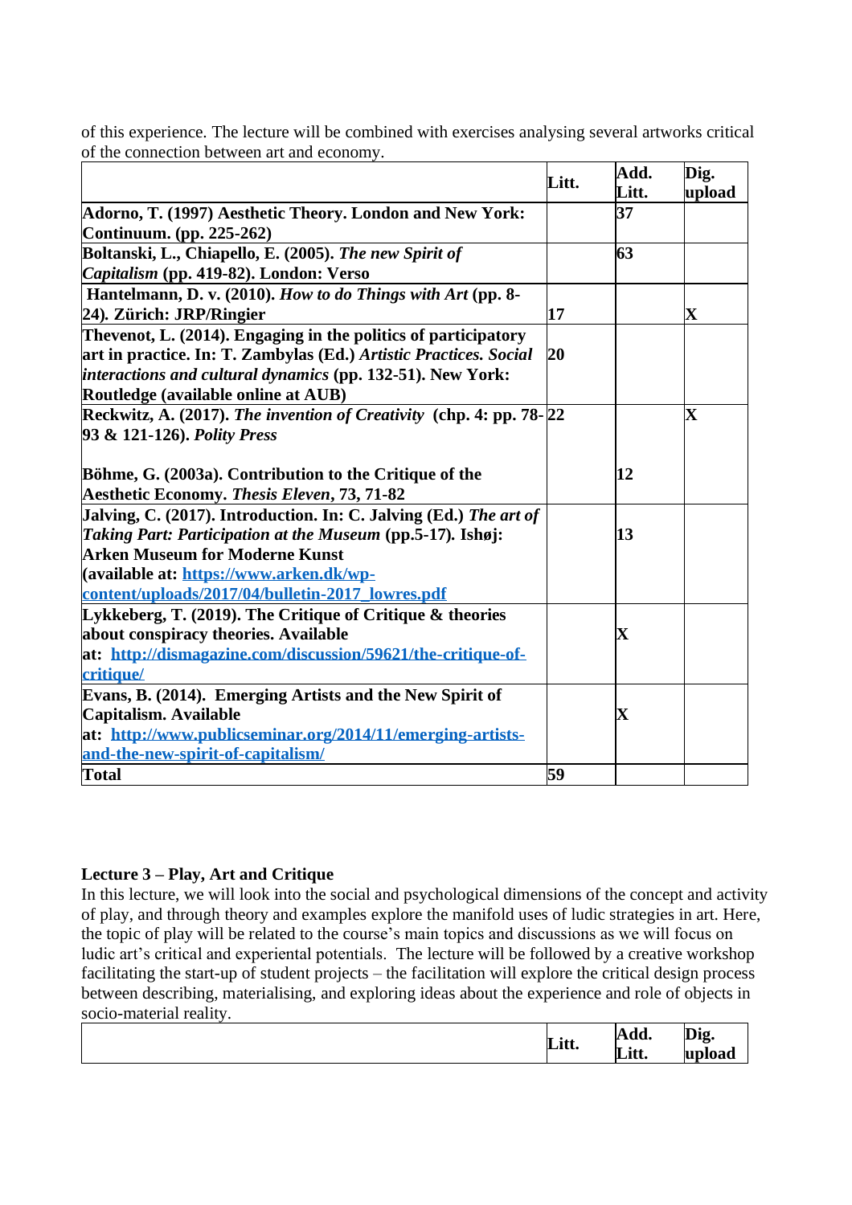of this experience. The lecture will be combined with exercises analysing several artworks critical of the connection between art and economy.

| | Litt. | Add. Litt. | Dig. upload |
|---|---|---|---|
| **Adorno, T. (1997) Aesthetic Theory. London and New York: Continuum. (pp. 225-262)** | | **37** | |
| **Boltanski, L., Chiapello, E. (2005).** ***The new Spirit of Capitalism*** **(pp. 419-82). London: Verso** | | **63** | |
| **Hantelmann, D. v. (2010).** ***How to do Things with Art*** **(pp. 8-24). Zürich: JRP/Ringier** | **17** | | **X** |
| **Thevenot, L. (2014). Engaging in the politics of participatory art in practice. In: T. Zambylas (Ed.)** ***Artistic Practices. Social interactions and cultural dynamics*** **(pp. 132-51). New York: Routledge (available online at AUB)** | **20** | | |
| **Reckwitz, A. (2017).** ***The invention of Creativity*** **(chp. 4: pp. 78-93 & 121-126).** ***Polity Press*** | **22** | | **X** |
| **Böhme, G. (2003a). Contribution to the Critique of the Aesthetic Economy.** ***Thesis Eleven*****, 73, 71-82** | | **12** | |
| **Jalving, C. (2017). Introduction. In: C. Jalving (Ed.)** ***The art of Taking Part: Participation at the Museum*** **(pp.5-17). Ishøj: Arken Museum for Moderne Kunst (available at: [https://www.arken.dk/wp-content/uploads/2017/04/bulletin-2017_lowres.pdf](https://www.arken.dk/wp-content/uploads/2017/04/bulletin-2017_lowres.pdf)** | | **13** | |
| **Lykkeberg, T. (2019). The Critique of Critique & theories about conspiracy theories. Available at: [http://dismagazine.com/discussion/59621/the-critique-of-critique/](http://dismagazine.com/discussion/59621/the-critique-of-critique/)** | | **X** | |
| **Evans, B. (2014). Emerging Artists and the New Spirit of Capitalism. Available at: [http://www.publicseminar.org/2014/11/emerging-artists-and-the-new-spirit-of-capitalism/](http://www.publicseminar.org/2014/11/emerging-artists-and-the-new-spirit-of-capitalism/)** | | **X** | |
| **Total** | **59** | | |

**Lecture 3 – Play, Art and Critique**

In this lecture, we will look into the social and psychological dimensions of the concept and activity of play, and through theory and examples explore the manifold uses of ludic strategies in art. Here, the topic of play will be related to the course's main topics and discussions as we will focus on ludic art's critical and experiential potentials. The lecture will be followed by a creative workshop facilitating the start-up of student projects – the facilitation will explore the critical design process between describing, materialising, and exploring ideas about the experience and role of objects in socio-material reality.

| | Litt. | Add. Litt. | Dig. upload |
|---|---|---|---|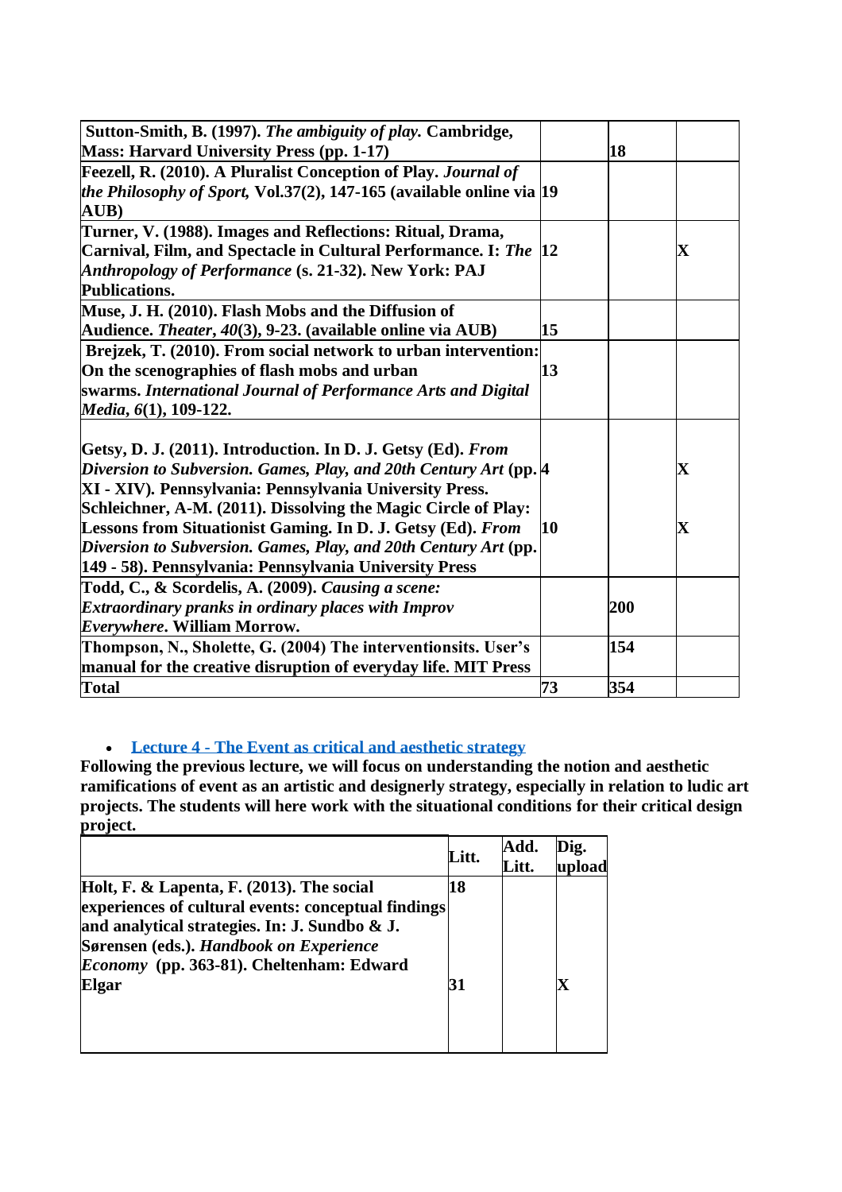| | | | |
|---|---|---|---|
| **Sutton-Smith, B. (1997).** ***The ambiguity of play.*** **Cambridge, Mass: Harvard University Press (pp. 1-17)** | | **18** | |
| **Feezell, R. (2010). A Pluralist Conception of Play.** ***Journal of the Philosophy of Sport,*** **Vol.37(2), 147-165 (available online via AUB)** | **19** | | |
| **Turner, V. (1988). Images and Reflections: Ritual, Drama, Carnival, Film, and Spectacle in Cultural Performance. I:** ***The Anthropology of Performance*** **(s. 21-32). New York: PAJ Publications.** | **12** | | **X** |
| **Muse, J. H. (2010). Flash Mobs and the Diffusion of Audience.** ***Theater, 40*****(3), 9-23. (available online via AUB)** | **15** | | |
| **Brejzek, T. (2010). From social network to urban intervention: On the scenographies of flash mobs and urban swarms.** ***International Journal of Performance Arts and Digital Media, 6*****(1), 109-122.** | **13** | | |
| **Getsy, D. J. (2011). Introduction. In D. J. Getsy (Ed).** ***From Diversion to Subversion. Games, Play, and 20th Century Art*** **(pp. XI - XIV). Pennsylvania: Pennsylvania University Press.** | **4** | | **X** |
| **Schleichner, A-M. (2011). Dissolving the Magic Circle of Play: Lessons from Situationist Gaming. In D. J. Getsy (Ed).** ***From Diversion to Subversion. Games, Play, and 20th Century Art*** **(pp. 149 - 58). Pennsylvania: Pennsylvania University Press** | **10** | | **X** |
| **Todd, C., & Scordelis, A. (2009).** ***Causing a scene: Extraordinary pranks in ordinary places with Improv Everywhere*****. William Morrow.** | | **200** | |
| **Thompson, N., Sholette, G. (2004) The interventionsits. User's manual for the creative disruption of everyday life. MIT Press** | | **154** | |
| **Total** | **73** | **354** | |

- **Lecture 4 - The Event as critical and aesthetic strategy**

**Following the previous lecture, we will focus on understanding the notion and aesthetic ramifications of event as an artistic and designerly strategy, especially in relation to ludic art projects. The students will here work with the situational conditions for their critical design project.**

| | Litt. | Add. Litt. | Dig. upload |
|---|---|---|---|
| **Holt, F. & Lapenta, F. (2013). The social experiences of cultural events: conceptual findings and analytical strategies. In: J. Sundbo & J. Sørensen (eds.).** ***Handbook on Experience Economy*** **(pp. 363-81). Cheltenham: Edward Elgar** | **18**<br>**31** | | **X** |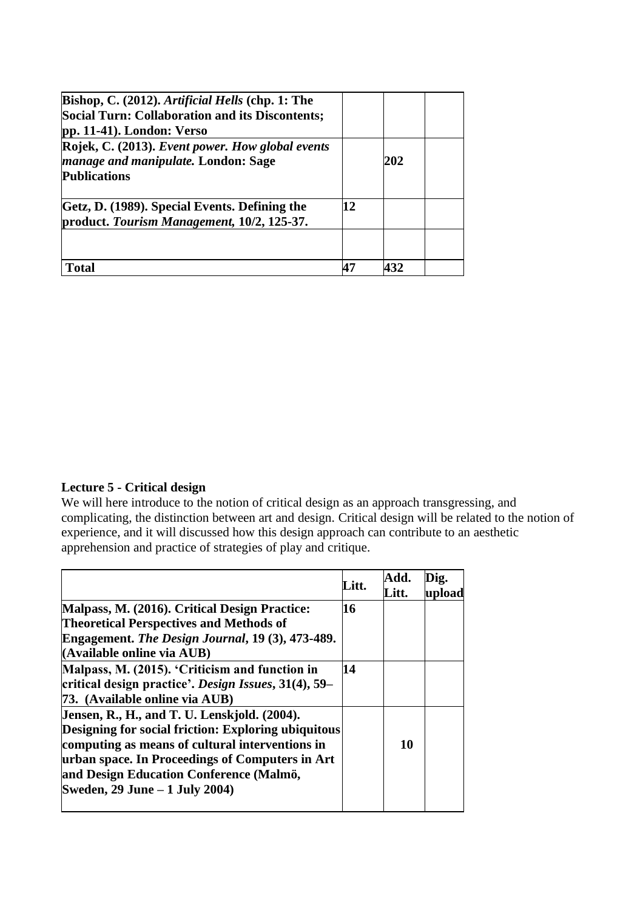| | | | |
|---|---|---|---|
| **Bishop, C. (2012).** ***Artificial Hells*** **(chp. 1: The Social Turn: Collaboration and its Discontents; pp. 11-41). London: Verso** | | | |
| **Rojek, C. (2013).** ***Event power. How global events manage and manipulate.*** **London: Sage Publications** | | **202** | |
| **Getz, D. (1989). Special Events. Defining the product.** ***Tourism Management,*** **10/2, 125-37.** | **12** | | |
| | | | |
| **Total** | **47** | **432** | |

**Lecture 5 - Critical design**

We will here introduce to the notion of critical design as an approach transgressing, and complicating, the distinction between art and design. Critical design will be related to the notion of experience, and it will discussed how this design approach can contribute to an aesthetic apprehension and practice of strategies of play and critique.

| | Litt. | Add. Litt. | Dig. upload |
|---|---|---|---|
| **Malpass, M. (2016). Critical Design Practice: Theoretical Perspectives and Methods of Engagement.** ***The Design Journal*****, 19 (3), 473-489. (Available online via AUB)** | **16** | | |
| **Malpass, M. (2015). 'Criticism and function in critical design practice'.** ***Design Issues*****, 31(4), 59–73. (Available online via AUB)** | **14** | | |
| **Jensen, R., H., and T. U. Lenskjold. (2004). Designing for social friction: Exploring ubiquitous computing as means of cultural interventions in urban space. In Proceedings of Computers in Art and Design Education Conference (Malmö, Sweden, 29 June – 1 July 2004)** | | **10** | |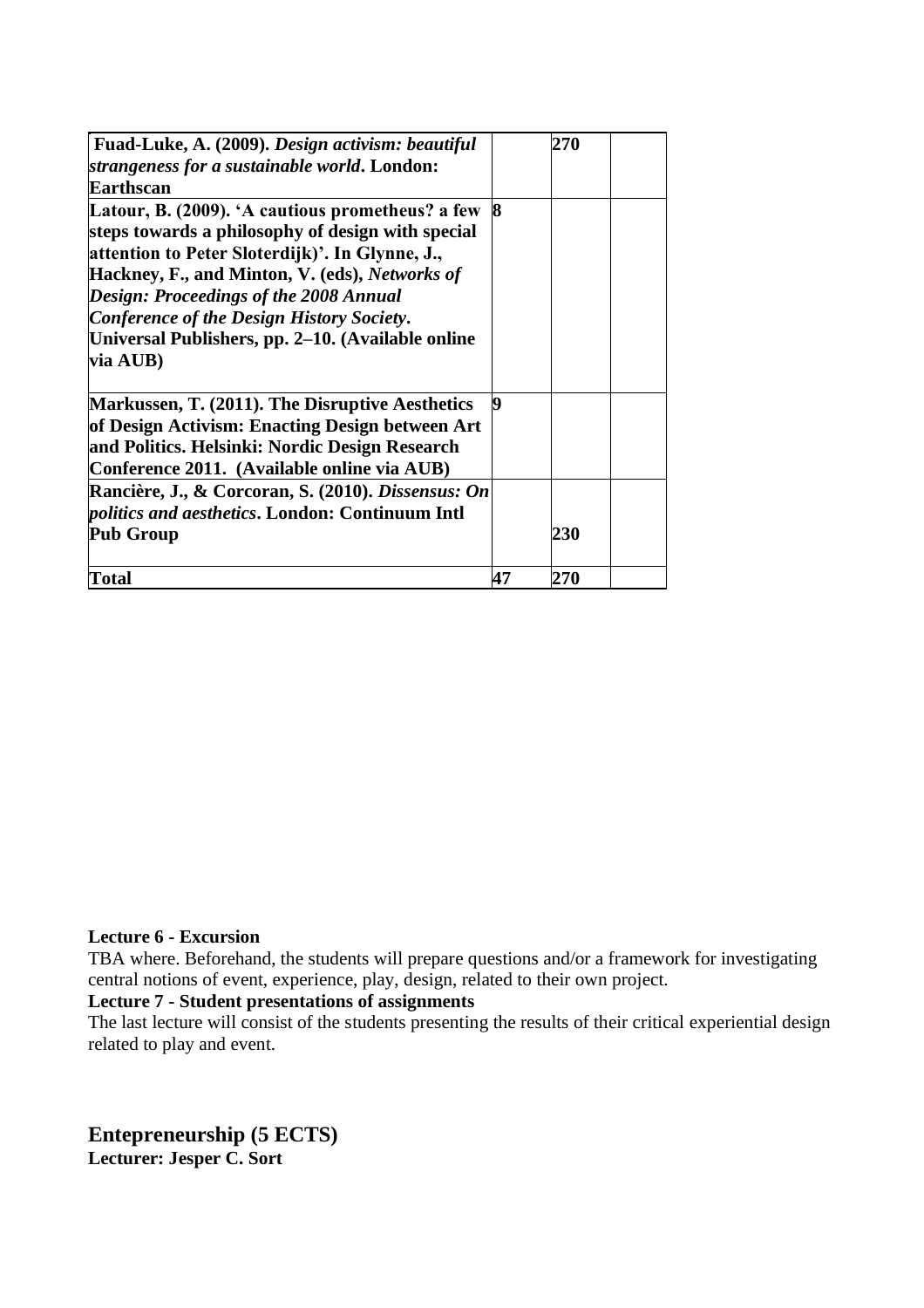| Fuad-Luke, A. (2009). *Design activism: beautiful strangeness for a sustainable world*. London: Earthscan | | 270 | |
|---|---|---|---|
| Latour, B. (2009). 'A cautious prometheus? a few steps towards a philosophy of design with special attention to Peter Sloterdijk)'. In Glynne, J., Hackney, F., and Minton, V. (eds), *Networks of Design: Proceedings of the 2008 Annual Conference of the Design History Society*. Universal Publishers, pp. 2–10. (Available online via AUB) | 8 | | |
| Markussen, T. (2011). The Disruptive Aesthetics of Design Activism: Enacting Design between Art and Politics. Helsinki: Nordic Design Research Conference 2011. (Available online via AUB) | 9 | | |
| Rancière, J., & Corcoran, S. (2010). *Dissensus: On politics and aesthetics*. London: Continuum Intl Pub Group | | 230 | |
| Total | 47 | 270 | |

**Lecture 6 - Excursion**

TBA where. Beforehand, the students will prepare questions and/or a framework for investigating central notions of event, experience, play, design, related to their own project.

**Lecture 7 - Student presentations of assignments**

The last lecture will consist of the students presenting the results of their critical experiential design related to play and event.

## Entepreneurship (5 ECTS)

**Lecturer: Jesper C. Sort**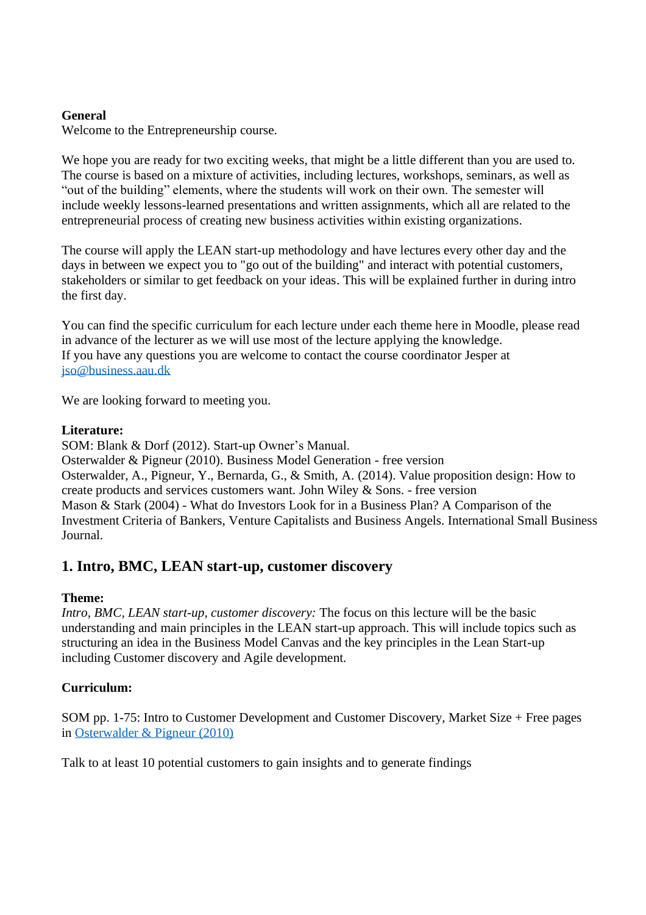**General**
Welcome to the Entrepreneurship course.

We hope you are ready for two exciting weeks, that might be a little different than you are used to. The course is based on a mixture of activities, including lectures, workshops, seminars, as well as "out of the building" elements, where the students will work on their own. The semester will include weekly lessons-learned presentations and written assignments, which all are related to the entrepreneurial process of creating new business activities within existing organizations.

The course will apply the LEAN start-up methodology and have lectures every other day and the days in between we expect you to "go out of the building" and interact with potential customers, stakeholders or similar to get feedback on your ideas. This will be explained further in during intro the first day.

You can find the specific curriculum for each lecture under each theme here in Moodle, please read in advance of the lecturer as we will use most of the lecture applying the knowledge.
If you have any questions you are welcome to contact the course coordinator Jesper at [jso@business.aau.dk](mailto:jso@business.aau.dk)

We are looking forward to meeting you.

**Literature:**
SOM: Blank & Dorf (2012). Start-up Owner's Manual.
Osterwalder & Pigneur (2010). Business Model Generation - free version
Osterwalder, A., Pigneur, Y., Bernarda, G., & Smith, A. (2014). Value proposition design: How to create products and services customers want. John Wiley & Sons. - free version
Mason & Stark (2004) - What do Investors Look for in a Business Plan? A Comparison of the Investment Criteria of Bankers, Venture Capitalists and Business Angels. International Small Business Journal.

## 1. Intro, BMC, LEAN start-up, customer discovery

**Theme:**
*Intro, BMC, LEAN start-up, customer discovery:* The focus on this lecture will be the basic understanding and main principles in the LEAN start-up approach. This will include topics such as structuring an idea in the Business Model Canvas and the key principles in the Lean Start-up including Customer discovery and Agile development.

**Curriculum:**

SOM pp. 1-75: Intro to Customer Development and Customer Discovery, Market Size + Free pages in Osterwalder & Pigneur (2010)

Talk to at least 10 potential customers to gain insights and to generate findings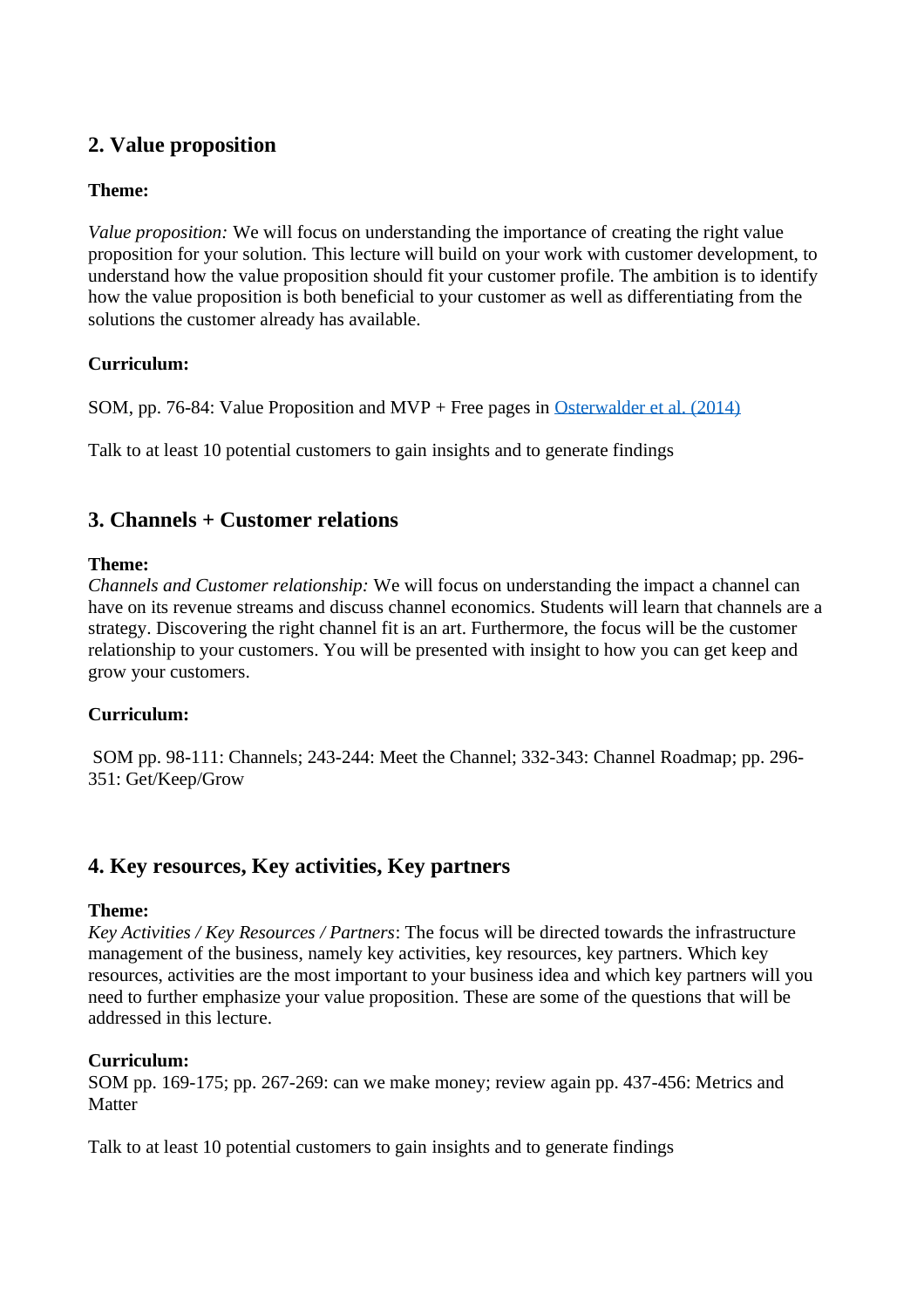## 2. Value proposition

**Theme:**

*Value proposition:* We will focus on understanding the importance of creating the right value proposition for your solution. This lecture will build on your work with customer development, to understand how the value proposition should fit your customer profile. The ambition is to identify how the value proposition is both beneficial to your customer as well as differentiating from the solutions the customer already has available.

**Curriculum:**

SOM, pp. 76-84: Value Proposition and MVP + Free pages in [Osterwalder et al. (2014)]

Talk to at least 10 potential customers to gain insights and to generate findings

## 3. Channels + Customer relations

**Theme:**
*Channels and Customer relationship:* We will focus on understanding the impact a channel can have on its revenue streams and discuss channel economics. Students will learn that channels are a strategy. Discovering the right channel fit is an art. Furthermore, the focus will be the customer relationship to your customers. You will be presented with insight to how you can get keep and grow your customers.

**Curriculum:**

SOM pp. 98-111: Channels; 243-244: Meet the Channel; 332-343: Channel Roadmap; pp. 296-351: Get/Keep/Grow

## 4. Key resources, Key activities, Key partners

**Theme:**
*Key Activities / Key Resources / Partners*: The focus will be directed towards the infrastructure management of the business, namely key activities, key resources, key partners. Which key resources, activities are the most important to your business idea and which key partners will you need to further emphasize your value proposition. These are some of the questions that will be addressed in this lecture.

**Curriculum:**
SOM pp. 169-175; pp. 267-269: can we make money; review again pp. 437-456: Metrics and Matter

Talk to at least 10 potential customers to gain insights and to generate findings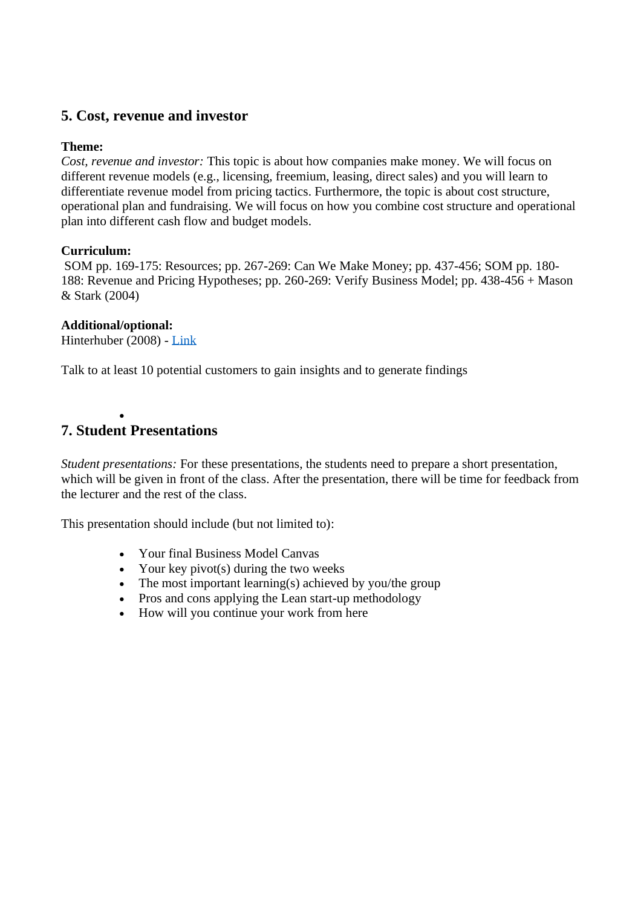## 5. Cost, revenue and investor

**Theme:**
*Cost, revenue and investor:* This topic is about how companies make money. We will focus on different revenue models (e.g., licensing, freemium, leasing, direct sales) and you will learn to differentiate revenue model from pricing tactics. Furthermore, the topic is about cost structure, operational plan and fundraising. We will focus on how you combine cost structure and operational plan into different cash flow and budget models.

**Curriculum:**
SOM pp. 169-175: Resources; pp. 267-269: Can We Make Money; pp. 437-456; SOM pp. 180-188: Revenue and Pricing Hypotheses; pp. 260-269: Verify Business Model; pp. 438-456 + Mason & Stark (2004)

**Additional/optional:**
Hinterhuber (2008) - Link

Talk to at least 10 potential customers to gain insights and to generate findings

## 7. Student Presentations

*Student presentations:* For these presentations, the students need to prepare a short presentation, which will be given in front of the class. After the presentation, there will be time for feedback from the lecturer and the rest of the class.

This presentation should include (but not limited to):

- Your final Business Model Canvas
- Your key pivot(s) during the two weeks
- The most important learning(s) achieved by you/the group
- Pros and cons applying the Lean start-up methodology
- How will you continue your work from here